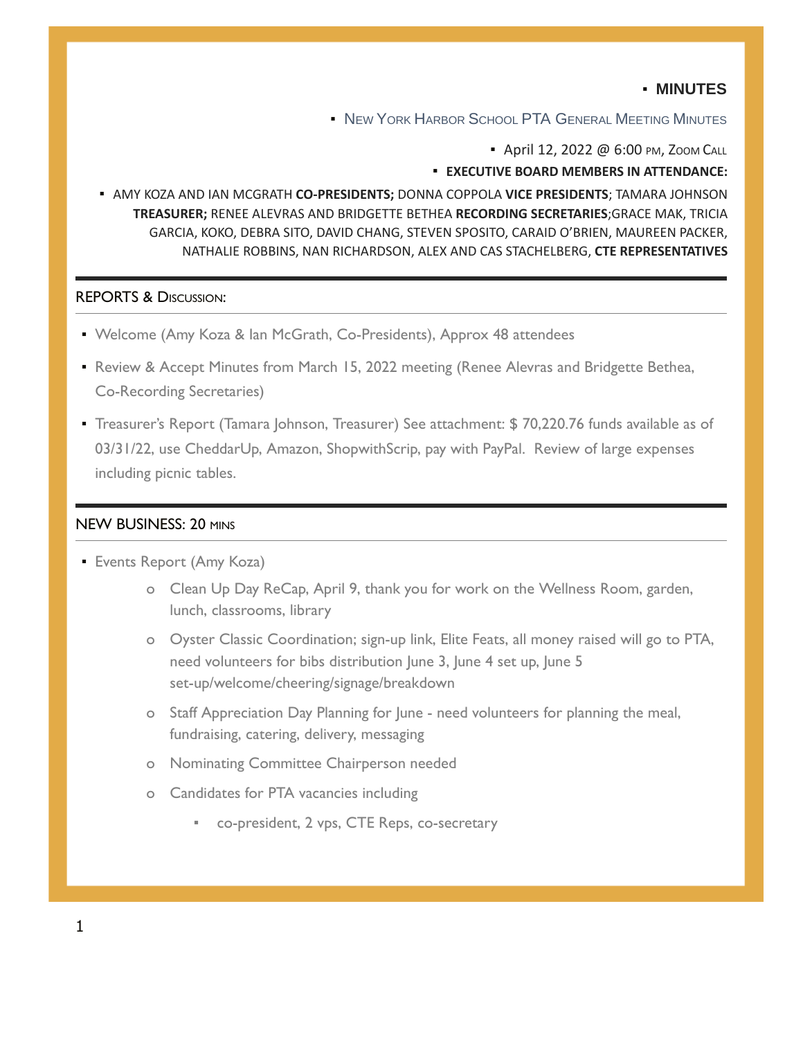- **MINUTES**

- NEW YORK HARBOR SCHOOL PTA GENERAL MEETING MINUTES

- April 12, 2022 @ 6:00 PM, ZOOM CALL

- **EXECUTIVE BOARD MEMBERS IN ATTENDANCE:**

- AMY KOZA AND IAN MCGRATH **CO-PRESIDENTS;** DONNA COPPOLA **VICE PRESIDENTS**; TAMARA JOHNSON **TREASURER;** RENEE ALEVRAS AND BRIDGETTE BETHEA **RECORDING SECRETARIES**;GRACE MAK, TRICIA GARCIA, KOKO, DEBRA SITO, DAVID CHANG, STEVEN SPOSITO, CARAID O'BRIEN, MAUREEN PACKER, NATHALIE ROBBINS, NAN RICHARDSON, ALEX AND CAS STACHELBERG, **CTE REPRESENTATIVES**

---

## REPORTS & DISCUSSION:

- Welcome (Amy Koza & Ian McGrath, Co-Presidents), Approx 48 attendees
- Review & Accept Minutes from March 15, 2022 meeting (Renee Alevras and Bridgette Bethea, Co-Recording Secretaries)
- Treasurer's Report (Tamara Johnson, Treasurer) See attachment: $ 70,220.76 funds available as of 03/31/22, use CheddarUp, Amazon, ShopwithScrip, pay with PayPal. Review of large expenses including picnic tables.

---

## NEW BUSINESS: 20 MINS

- Events Report (Amy Koza)
  - Clean Up Day ReCap, April 9, thank you for work on the Wellness Room, garden, lunch, classrooms, library
  - Oyster Classic Coordination; sign-up link, Elite Feats, all money raised will go to PTA, need volunteers for bibs distribution June 3, June 4 set up, June 5 set-up/welcome/cheering/signage/breakdown
  - Staff Appreciation Day Planning for June - need volunteers for planning the meal, fundraising, catering, delivery, messaging
  - Nominating Committee Chairperson needed
  - Candidates for PTA vacancies including
    - co-president, 2 vps, CTE Reps, co-secretary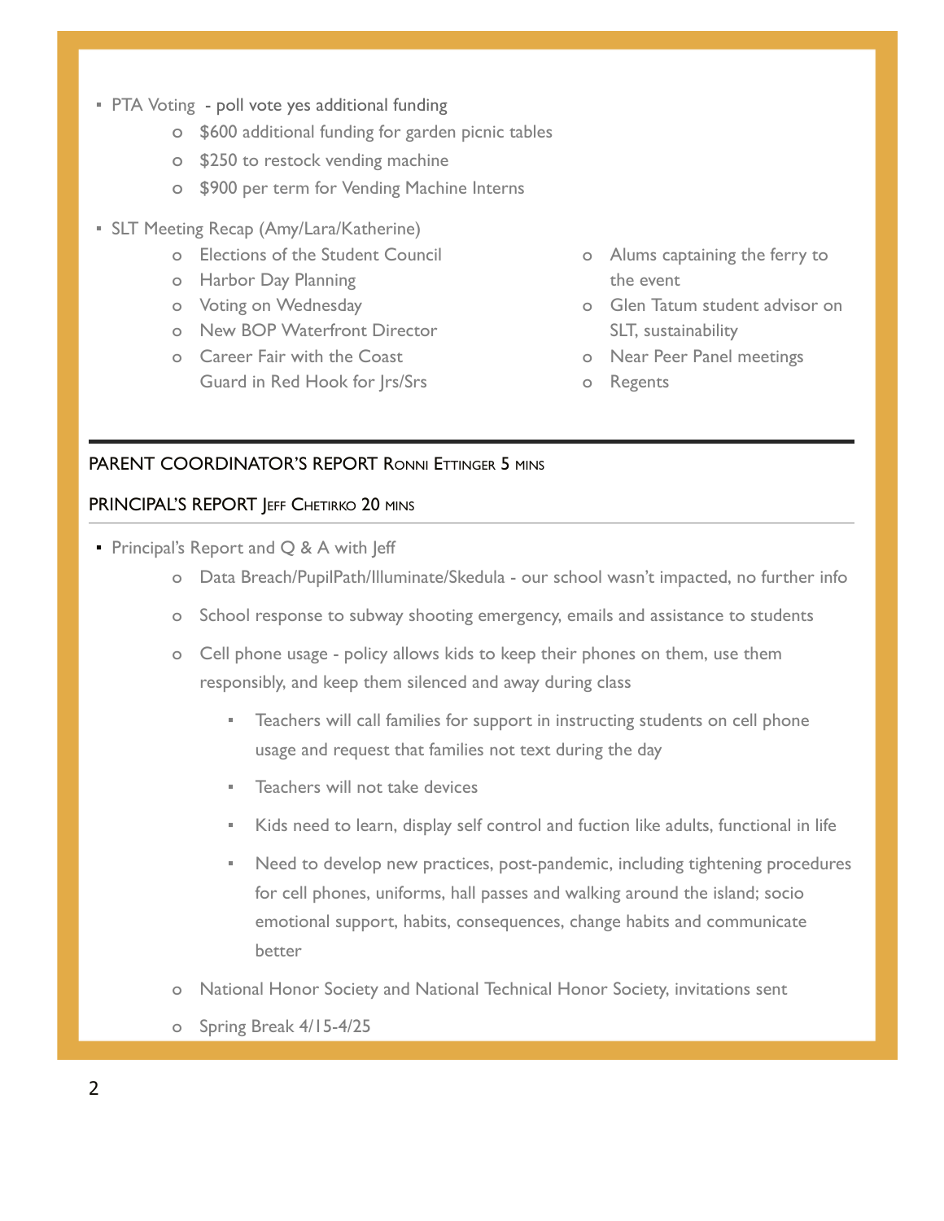- PTA Voting - poll vote yes additional funding
  - $600 additional funding for garden picnic tables
  - $250 to restock vending machine
  - $900 per term for Vending Machine Interns
- SLT Meeting Recap (Amy/Lara/Katherine)
  - Elections of the Student Council
  - Harbor Day Planning
  - Voting on Wednesday
  - New BOP Waterfront Director
  - Career Fair with the Coast Guard in Red Hook for Jrs/Srs
  - Alums captaining the ferry to the event
  - Glen Tatum student advisor on SLT, sustainability
  - Near Peer Panel meetings
  - Regents

---

## PARENT COORDINATOR'S REPORT Ronni Ettinger 5 mins

## PRINCIPAL'S REPORT Jeff Chetirko 20 mins

- Principal's Report and Q & A with Jeff
  - Data Breach/PupilPath/Illuminate/Skedula - our school wasn't impacted, no further info
  - School response to subway shooting emergency, emails and assistance to students
  - Cell phone usage - policy allows kids to keep their phones on them, use them responsibly, and keep them silenced and away during class
    - Teachers will call families for support in instructing students on cell phone usage and request that families not text during the day
    - Teachers will not take devices
    - Kids need to learn, display self control and fuction like adults, functional in life
    - Need to develop new practices, post-pandemic, including tightening procedures for cell phones, uniforms, hall passes and walking around the island; socio emotional support, habits, consequences, change habits and communicate better
  - National Honor Society and National Technical Honor Society, invitations sent
  - Spring Break 4/15-4/25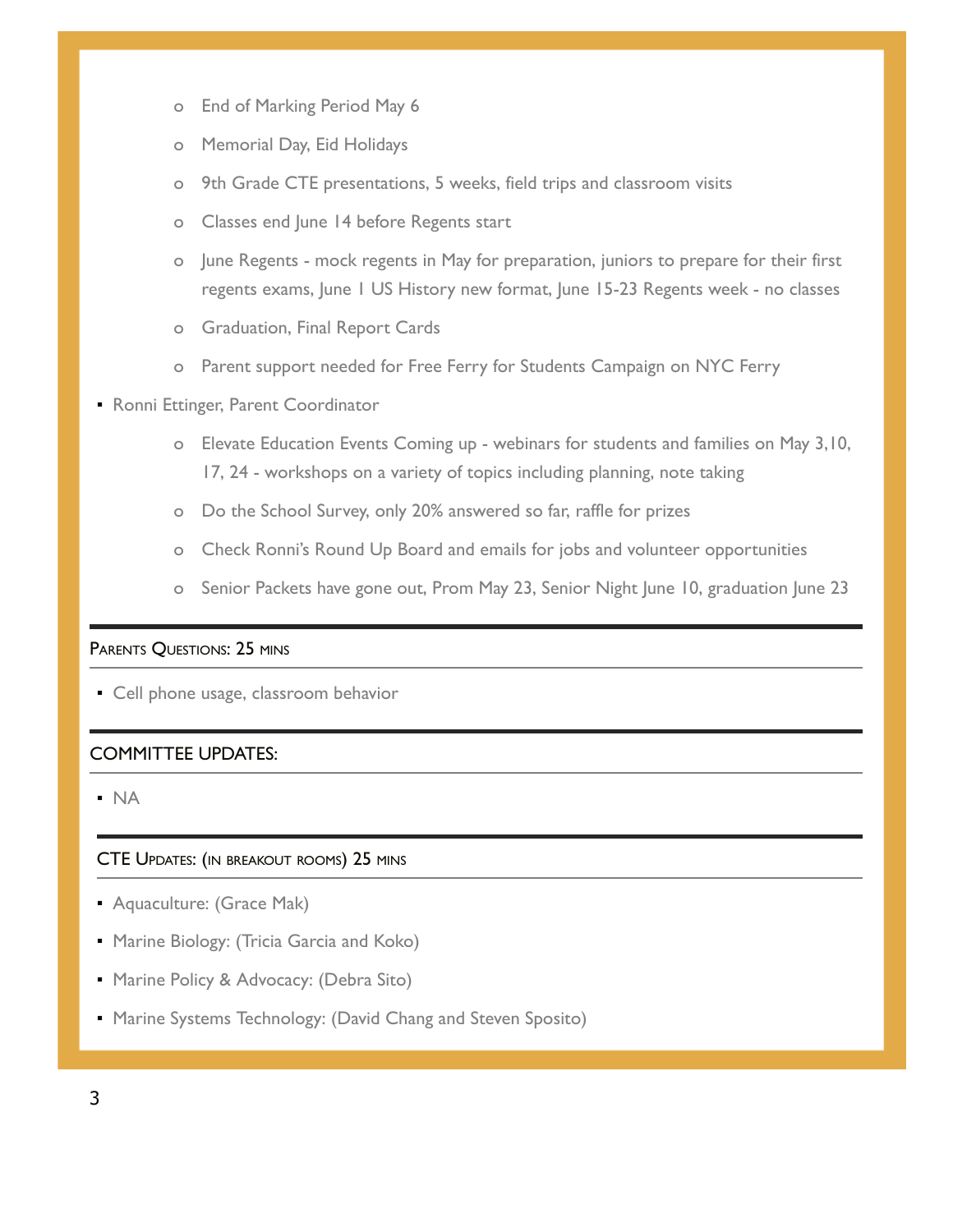- End of Marking Period May 6
- Memorial Day, Eid Holidays
- 9th Grade CTE presentations, 5 weeks, field trips and classroom visits
- Classes end June 14 before Regents start
- June Regents - mock regents in May for preparation, juniors to prepare for their first regents exams, June 1 US History new format, June 15-23 Regents week - no classes
- Graduation, Final Report Cards
- Parent support needed for Free Ferry for Students Campaign on NYC Ferry

- Ronni Ettinger, Parent Coordinator
  - Elevate Education Events Coming up - webinars for students and families on May 3,10, 17, 24 - workshops on a variety of topics including planning, note taking
  - Do the School Survey, only 20% answered so far, raffle for prizes
  - Check Ronni's Round Up Board and emails for jobs and volunteer opportunities
  - Senior Packets have gone out, Prom May 23, Senior Night June 10, graduation June 23

---

## Parents Questions: 25 mins

- Cell phone usage, classroom behavior

---

## COMMITTEE UPDATES:

- NA

---

## CTE Updates: (in breakout rooms) 25 mins

- Aquaculture: (Grace Mak)
- Marine Biology: (Tricia Garcia and Koko)
- Marine Policy & Advocacy: (Debra Sito)
- Marine Systems Technology: (David Chang and Steven Sposito)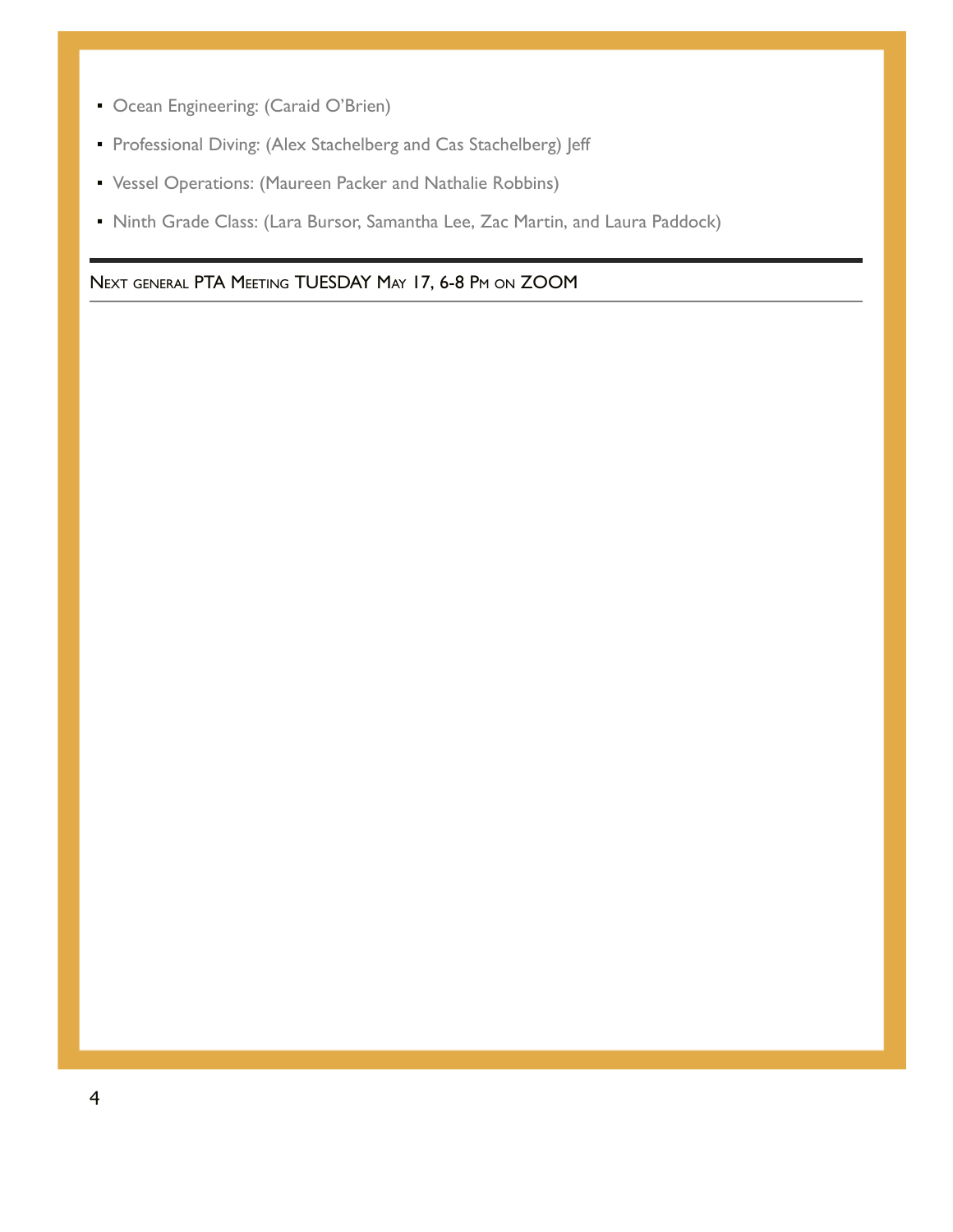- Ocean Engineering: (Caraid O'Brien)
- Professional Diving: (Alex Stachelberg and Cas Stachelberg) Jeff
- Vessel Operations: (Maureen Packer and Nathalie Robbins)
- Ninth Grade Class: (Lara Bursor, Samantha Lee, Zac Martin, and Laura Paddock)

---

NEXT GENERAL PTA MEETING TUESDAY MAY 17, 6-8 PM ON ZOOM